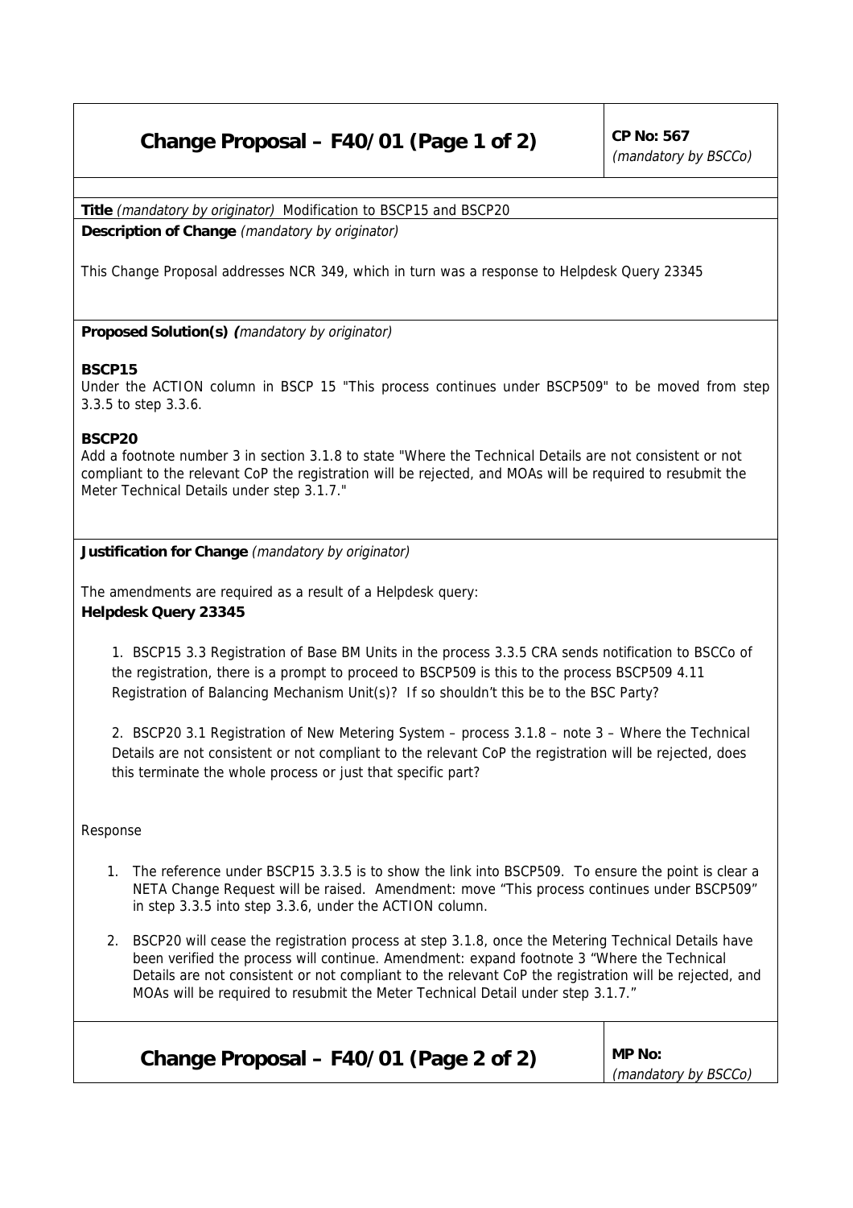| Change Proposal – F40/01 (Page 1 of 2) | CP No: 567 *(mandatory by BSCCo)* |
|---|---|

**Title** *(mandatory by originator)* Modification to BSCP15 and BSCP20

**Description of Change** *(mandatory by originator)*

This Change Proposal addresses NCR 349, which in turn was a response to Helpdesk Query 23345

**Proposed Solution(s)** *(mandatory by originator)*

**BSCP15**

Under the ACTION column in BSCP 15 "This process continues under BSCP509" to be moved from step 3.3.5 to step 3.3.6.

**BSCP20**

Add a footnote number 3 in section 3.1.8 to state "Where the Technical Details are not consistent or not compliant to the relevant CoP the registration will be rejected, and MOAs will be required to resubmit the Meter Technical Details under step 3.1.7."

**Justification for Change** *(mandatory by originator)*

The amendments are required as a result of a Helpdesk query:

**Helpdesk Query 23345**

1. BSCP15 3.3 Registration of Base BM Units in the process 3.3.5 CRA sends notification to BSCCo of the registration, there is a prompt to proceed to BSCP509 is this to the process BSCP509 4.11 Registration of Balancing Mechanism Unit(s)? If so shouldn't this be to the BSC Party?

2. BSCP20 3.1 Registration of New Metering System – process 3.1.8 – note 3 – Where the Technical Details are not consistent or not compliant to the relevant CoP the registration will be rejected, does this terminate the whole process or just that specific part?

Response

1. The reference under BSCP15 3.3.5 is to show the link into BSCP509. To ensure the point is clear a NETA Change Request will be raised. Amendment: move "This process continues under BSCP509" in step 3.3.5 into step 3.3.6, under the ACTION column.
2. BSCP20 will cease the registration process at step 3.1.8, once the Metering Technical Details have been verified the process will continue. Amendment: expand footnote 3 "Where the Technical Details are not consistent or not compliant to the relevant CoP the registration will be rejected, and MOAs will be required to resubmit the Meter Technical Detail under step 3.1.7."

| Change Proposal – F40/01 (Page 2 of 2) | MP No: *(mandatory by BSCCo)* |
|---|---|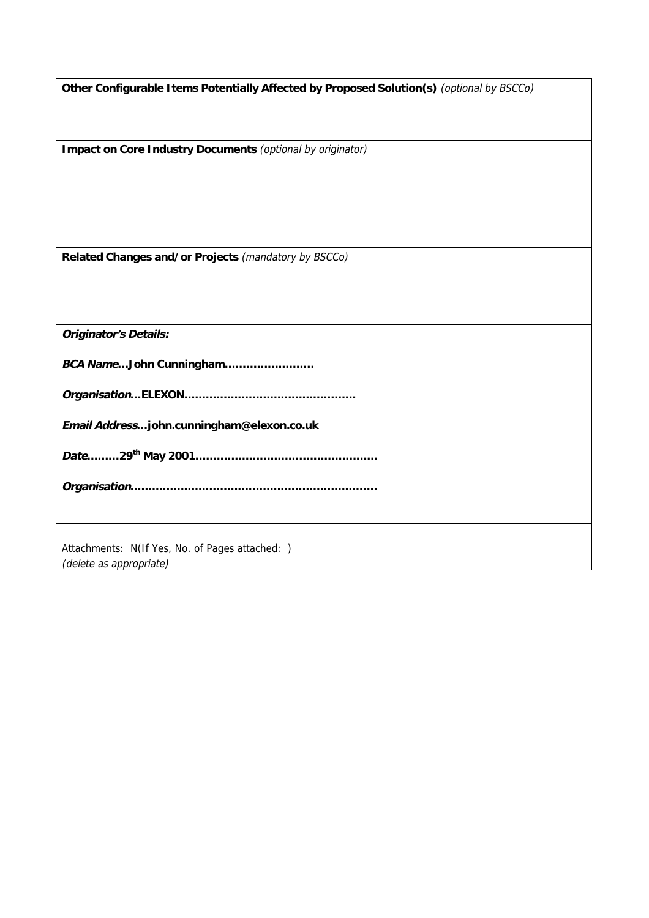**Other Configurable Items Potentially Affected by Proposed Solution(s)** *(optional by BSCCo)*

**Impact on Core Industry Documents** *(optional by originator)*

**Related Changes and/or Projects** *(mandatory by BSCCo)*

***Originator's Details:***

***BCA Name*****…John Cunningham……………………**

***Organisation*****…ELEXON…………………………………………**

***Email Address*****…john.cunningham@elexon.co.uk**

***Date*****………29th May 2001……………………………………………**

***Organisation*****……………………………………………………………**

Attachments: N(If Yes, No. of Pages attached: )
*(delete as appropriate)*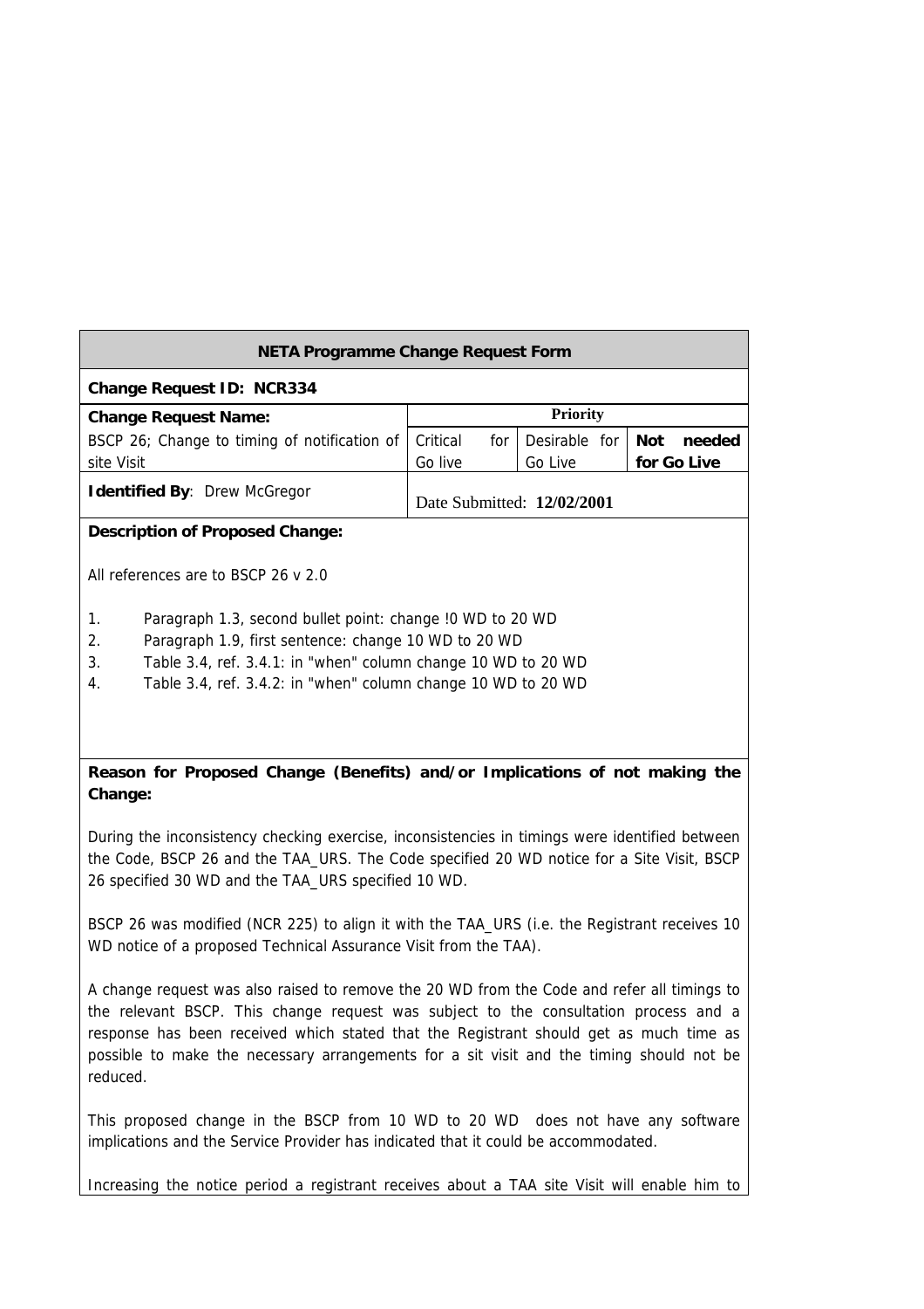| NETA Programme Change Request Form | | | |
|---|---|---|---|
| **Change Request ID: NCR334** | | | |
| **Change Request Name:** | **Priority** | | |
| BSCP 26; Change to timing of notification of site Visit | Critical for Go live | Desirable for Go Live | **Not needed for Go Live** |
| **Identified By**: Drew McGregor | Date Submitted: **12/02/2001** | | |

**Description of Proposed Change:**

All references are to BSCP 26 v 2.0

1. Paragraph 1.3, second bullet point: change !0 WD to 20 WD
2. Paragraph 1.9, first sentence: change 10 WD to 20 WD
3. Table 3.4, ref. 3.4.1: in "when" column change 10 WD to 20 WD
4. Table 3.4, ref. 3.4.2: in "when" column change 10 WD to 20 WD

**Reason for Proposed Change (Benefits) and/or Implications of not making the Change:**

During the inconsistency checking exercise, inconsistencies in timings were identified between the Code, BSCP 26 and the TAA_URS. The Code specified 20 WD notice for a Site Visit, BSCP 26 specified 30 WD and the TAA_URS specified 10 WD.

BSCP 26 was modified (NCR 225) to align it with the TAA_URS (i.e. the Registrant receives 10 WD notice of a proposed Technical Assurance Visit from the TAA).

A change request was also raised to remove the 20 WD from the Code and refer all timings to the relevant BSCP. This change request was subject to the consultation process and a response has been received which stated that the Registrant should get as much time as possible to make the necessary arrangements for a sit visit and the timing should not be reduced.

This proposed change in the BSCP from 10 WD to 20 WD does not have any software implications and the Service Provider has indicated that it could be accommodated.

Increasing the notice period a registrant receives about a TAA site Visit will enable him to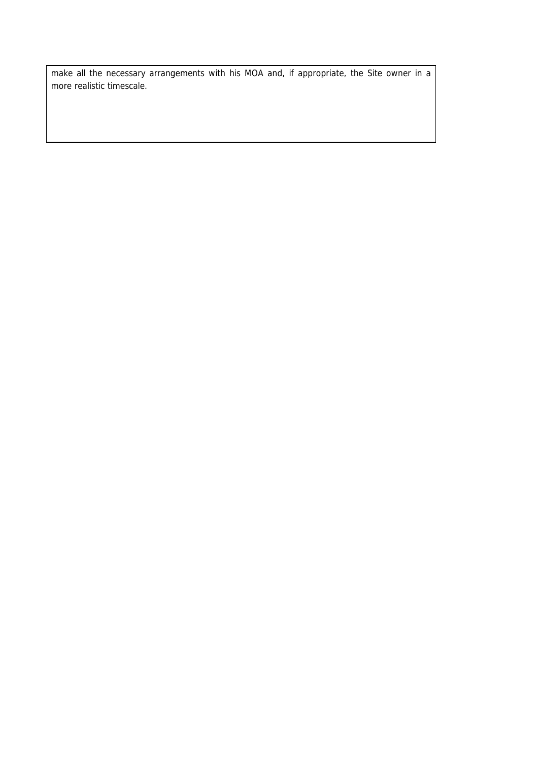make all the necessary arrangements with his MOA and, if appropriate, the Site owner in a more realistic timescale.